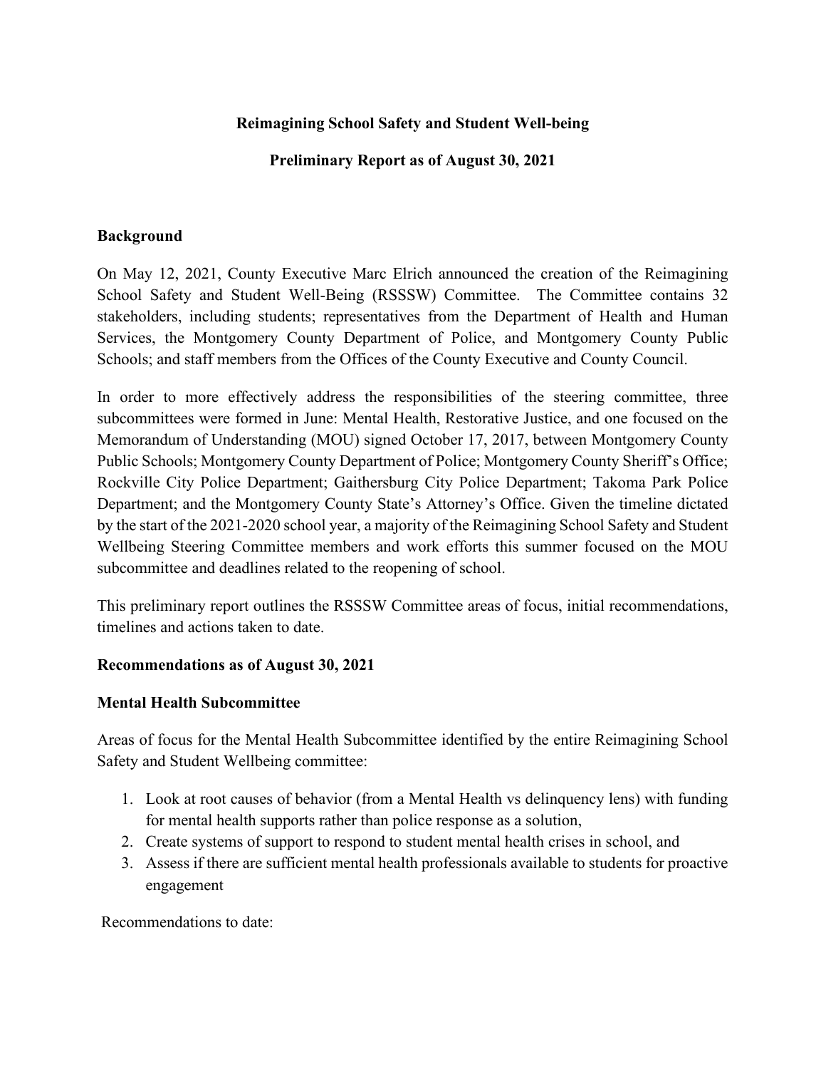**Reimagining School Safety and Student Well-being**

**Preliminary Report as of August 30, 2021**

**Background**

On May 12, 2021, County Executive Marc Elrich announced the creation of the Reimagining School Safety and Student Well-Being (RSSSW) Committee. The Committee contains 32 stakeholders, including students; representatives from the Department of Health and Human Services, the Montgomery County Department of Police, and Montgomery County Public Schools; and staff members from the Offices of the County Executive and County Council.

In order to more effectively address the responsibilities of the steering committee, three subcommittees were formed in June: Mental Health, Restorative Justice, and one focused on the Memorandum of Understanding (MOU) signed October 17, 2017, between Montgomery County Public Schools; Montgomery County Department of Police; Montgomery County Sheriff's Office; Rockville City Police Department; Gaithersburg City Police Department; Takoma Park Police Department; and the Montgomery County State's Attorney's Office. Given the timeline dictated by the start of the 2021-2020 school year, a majority of the Reimagining School Safety and Student Wellbeing Steering Committee members and work efforts this summer focused on the MOU subcommittee and deadlines related to the reopening of school.

This preliminary report outlines the RSSSW Committee areas of focus, initial recommendations, timelines and actions taken to date.

**Recommendations as of August 30, 2021**

**Mental Health Subcommittee**

Areas of focus for the Mental Health Subcommittee identified by the entire Reimagining School Safety and Student Wellbeing committee:

1. Look at root causes of behavior (from a Mental Health vs delinquency lens) with funding for mental health supports rather than police response as a solution,
2. Create systems of support to respond to student mental health crises in school, and
3. Assess if there are sufficient mental health professionals available to students for proactive engagement

Recommendations to date: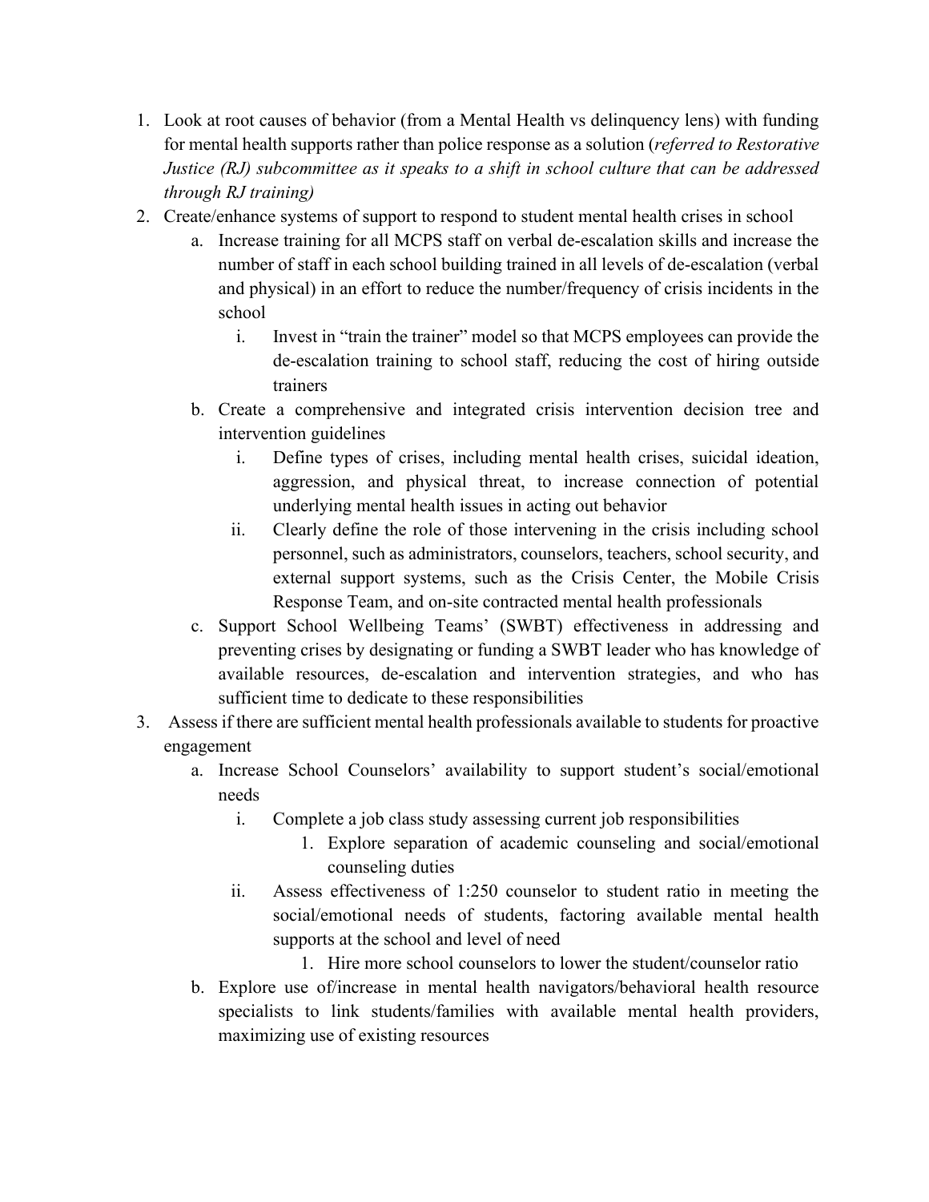1. Look at root causes of behavior (from a Mental Health vs delinquency lens) with funding for mental health supports rather than police response as a solution (*referred to Restorative Justice (RJ) subcommittee as it speaks to a shift in school culture that can be addressed through RJ training)*
2. Create/enhance systems of support to respond to student mental health crises in school
    a. Increase training for all MCPS staff on verbal de-escalation skills and increase the number of staff in each school building trained in all levels of de-escalation (verbal and physical) in an effort to reduce the number/frequency of crisis incidents in the school
        i. Invest in "train the trainer" model so that MCPS employees can provide the de-escalation training to school staff, reducing the cost of hiring outside trainers
    b. Create a comprehensive and integrated crisis intervention decision tree and intervention guidelines
        i. Define types of crises, including mental health crises, suicidal ideation, aggression, and physical threat, to increase connection of potential underlying mental health issues in acting out behavior
        ii. Clearly define the role of those intervening in the crisis including school personnel, such as administrators, counselors, teachers, school security, and external support systems, such as the Crisis Center, the Mobile Crisis Response Team, and on-site contracted mental health professionals
    c. Support School Wellbeing Teams' (SWBT) effectiveness in addressing and preventing crises by designating or funding a SWBT leader who has knowledge of available resources, de-escalation and intervention strategies, and who has sufficient time to dedicate to these responsibilities
3. Assess if there are sufficient mental health professionals available to students for proactive engagement
    a. Increase School Counselors' availability to support student's social/emotional needs
        i. Complete a job class study assessing current job responsibilities
            1. Explore separation of academic counseling and social/emotional counseling duties
        ii. Assess effectiveness of 1:250 counselor to student ratio in meeting the social/emotional needs of students, factoring available mental health supports at the school and level of need
            1. Hire more school counselors to lower the student/counselor ratio
    b. Explore use of/increase in mental health navigators/behavioral health resource specialists to link students/families with available mental health providers, maximizing use of existing resources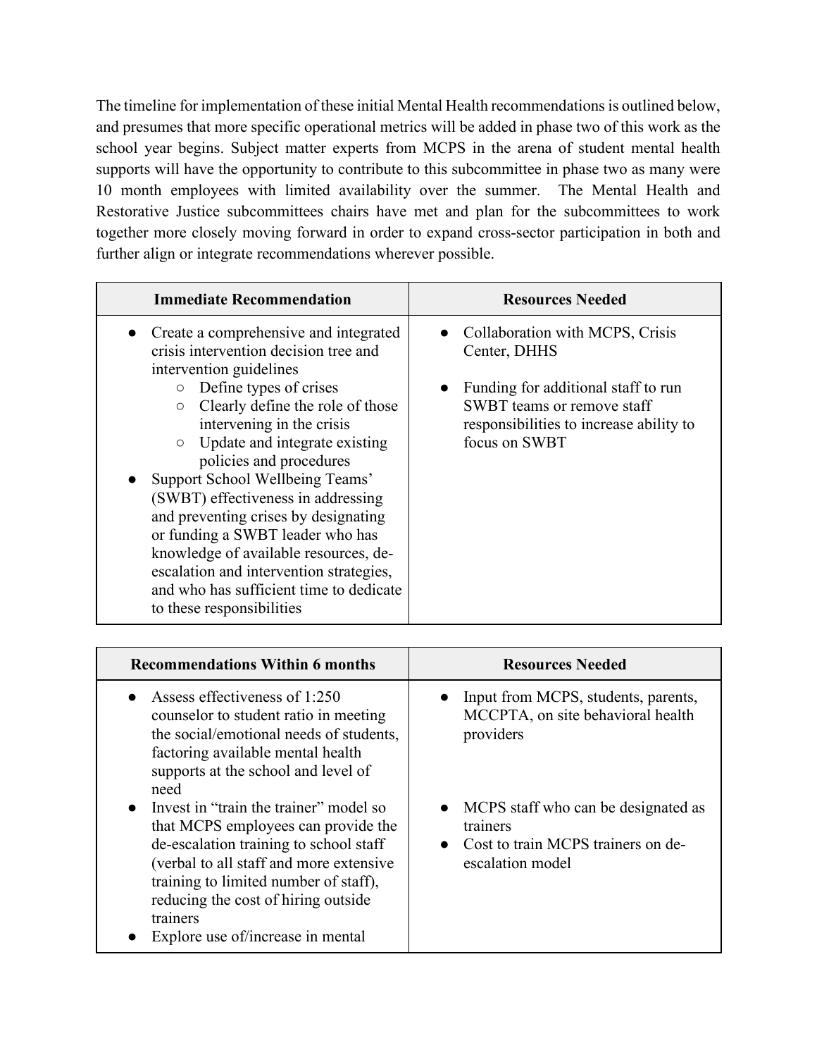The timeline for implementation of these initial Mental Health recommendations is outlined below, and presumes that more specific operational metrics will be added in phase two of this work as the school year begins. Subject matter experts from MCPS in the arena of student mental health supports will have the opportunity to contribute to this subcommittee in phase two as many were 10 month employees with limited availability over the summer. The Mental Health and Restorative Justice subcommittees chairs have met and plan for the subcommittees to work together more closely moving forward in order to expand cross-sector participation in both and further align or integrate recommendations wherever possible.

| Immediate Recommendation | Resources Needed |
|---|---|
| • Create a comprehensive and integrated crisis intervention decision tree and intervention guidelines<br>  ○ Define types of crises<br>  ○ Clearly define the role of those intervening in the crisis<br>  ○ Update and integrate existing policies and procedures<br>• Support School Wellbeing Teams' (SWBT) effectiveness in addressing and preventing crises by designating or funding a SWBT leader who has knowledge of available resources, de-escalation and intervention strategies, and who has sufficient time to dedicate to these responsibilities | • Collaboration with MCPS, Crisis Center, DHHS<br>• Funding for additional staff to run SWBT teams or remove staff responsibilities to increase ability to focus on SWBT |

| Recommendations Within 6 months | Resources Needed |
|---|---|
| • Assess effectiveness of 1:250 counselor to student ratio in meeting the social/emotional needs of students, factoring available mental health supports at the school and level of need<br>• Invest in "train the trainer" model so that MCPS employees can provide the de-escalation training to school staff (verbal to all staff and more extensive training to limited number of staff), reducing the cost of hiring outside trainers<br>• Explore use of/increase in mental | • Input from MCPS, students, parents, MCCPTA, on site behavioral health providers<br>• MCPS staff who can be designated as trainers<br>• Cost to train MCPS trainers on de-escalation model |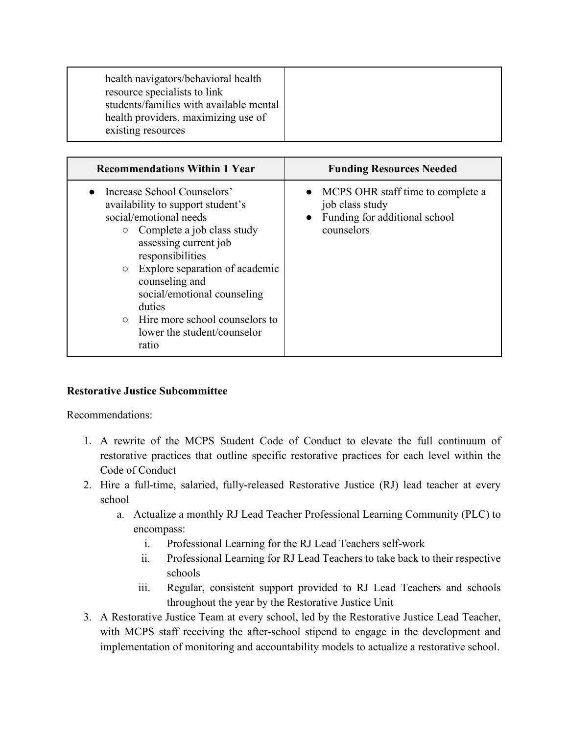| | |
|---|---|
| health navigators/behavioral health resource specialists to link students/families with available mental health providers, maximizing use of existing resources | |

| Recommendations Within 1 Year | Funding Resources Needed |
|---|---|
| <ul><li>Increase School Counselors' availability to support student's social/emotional needs<ul><li>Complete a job class study assessing current job responsibilities</li><li>Explore separation of academic counseling and social/emotional counseling duties</li><li>Hire more school counselors to lower the student/counselor ratio</li></ul></li></ul> | <ul><li>MCPS OHR staff time to complete a job class study</li><li>Funding for additional school counselors</li></ul> |

**Restorative Justice Subcommittee**

Recommendations:

1. A rewrite of the MCPS Student Code of Conduct to elevate the full continuum of restorative practices that outline specific restorative practices for each level within the Code of Conduct
2. Hire a full-time, salaried, fully-released Restorative Justice (RJ) lead teacher at every school
    a. Actualize a monthly RJ Lead Teacher Professional Learning Community (PLC) to encompass:
        i. Professional Learning for the RJ Lead Teachers self-work
        ii. Professional Learning for RJ Lead Teachers to take back to their respective schools
        iii. Regular, consistent support provided to RJ Lead Teachers and schools throughout the year by the Restorative Justice Unit
3. A Restorative Justice Team at every school, led by the Restorative Justice Lead Teacher, with MCPS staff receiving the after-school stipend to engage in the development and implementation of monitoring and accountability models to actualize a restorative school.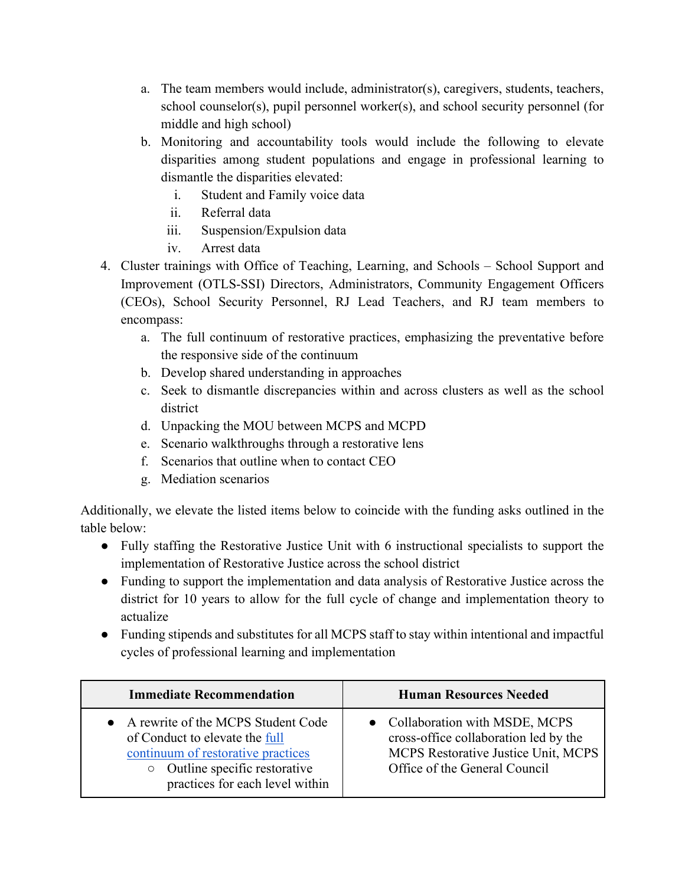a. The team members would include, administrator(s), caregivers, students, teachers, school counselor(s), pupil personnel worker(s), and school security personnel (for middle and high school)
   b. Monitoring and accountability tools would include the following to elevate disparities among student populations and engage in professional learning to dismantle the disparities elevated:
      i. Student and Family voice data
      ii. Referral data
      iii. Suspension/Expulsion data
      iv. Arrest data
4. Cluster trainings with Office of Teaching, Learning, and Schools – School Support and Improvement (OTLS-SSI) Directors, Administrators, Community Engagement Officers (CEOs), School Security Personnel, RJ Lead Teachers, and RJ team members to encompass:
   a. The full continuum of restorative practices, emphasizing the preventative before the responsive side of the continuum
   b. Develop shared understanding in approaches
   c. Seek to dismantle discrepancies within and across clusters as well as the school district
   d. Unpacking the MOU between MCPS and MCPD
   e. Scenario walkthroughs through a restorative lens
   f. Scenarios that outline when to contact CEO
   g. Mediation scenarios

Additionally, we elevate the listed items below to coincide with the funding asks outlined in the table below:

- Fully staffing the Restorative Justice Unit with 6 instructional specialists to support the implementation of Restorative Justice across the school district
- Funding to support the implementation and data analysis of Restorative Justice across the district for 10 years to allow for the full cycle of change and implementation theory to actualize
- Funding stipends and substitutes for all MCPS staff to stay within intentional and impactful cycles of professional learning and implementation

| Immediate Recommendation | Human Resources Needed |
|---|---|
| • A rewrite of the MCPS Student Code of Conduct to elevate the full continuum of restorative practices<br>  ○ Outline specific restorative practices for each level within | • Collaboration with MSDE, MCPS cross-office collaboration led by the MCPS Restorative Justice Unit, MCPS Office of the General Council |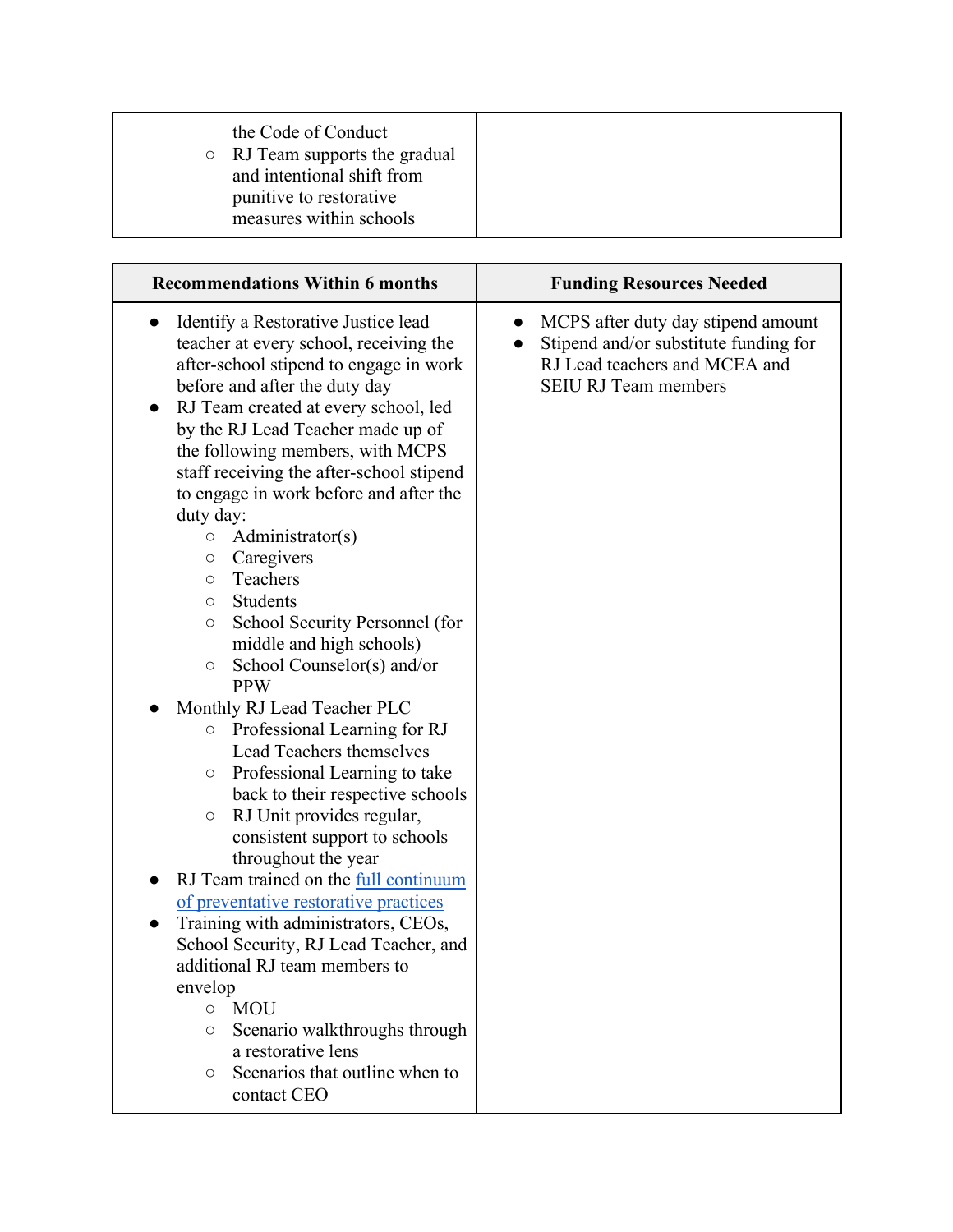| | |
|---|---|
| the Code of Conduct<br>○ RJ Team supports the gradual and intentional shift from punitive to restorative measures within schools | |

| Recommendations Within 6 months | Funding Resources Needed |
|---|---|
| ● Identify a Restorative Justice lead teacher at every school, receiving the after-school stipend to engage in work before and after the duty day<br>● RJ Team created at every school, led by the RJ Lead Teacher made up of the following members, with MCPS staff receiving the after-school stipend to engage in work before and after the duty day:<br>○ Administrator(s)<br>○ Caregivers<br>○ Teachers<br>○ Students<br>○ School Security Personnel (for middle and high schools)<br>○ School Counselor(s) and/or PPW<br>● Monthly RJ Lead Teacher PLC<br>○ Professional Learning for RJ Lead Teachers themselves<br>○ Professional Learning to take back to their respective schools<br>○ RJ Unit provides regular, consistent support to schools throughout the year<br>● RJ Team trained on the full continuum of preventative restorative practices<br>● Training with administrators, CEOs, School Security, RJ Lead Teacher, and additional RJ team members to envelop<br>○ MOU<br>○ Scenario walkthroughs through a restorative lens<br>○ Scenarios that outline when to contact CEO | ● MCPS after duty day stipend amount<br>● Stipend and/or substitute funding for RJ Lead teachers and MCEA and SEIU RJ Team members |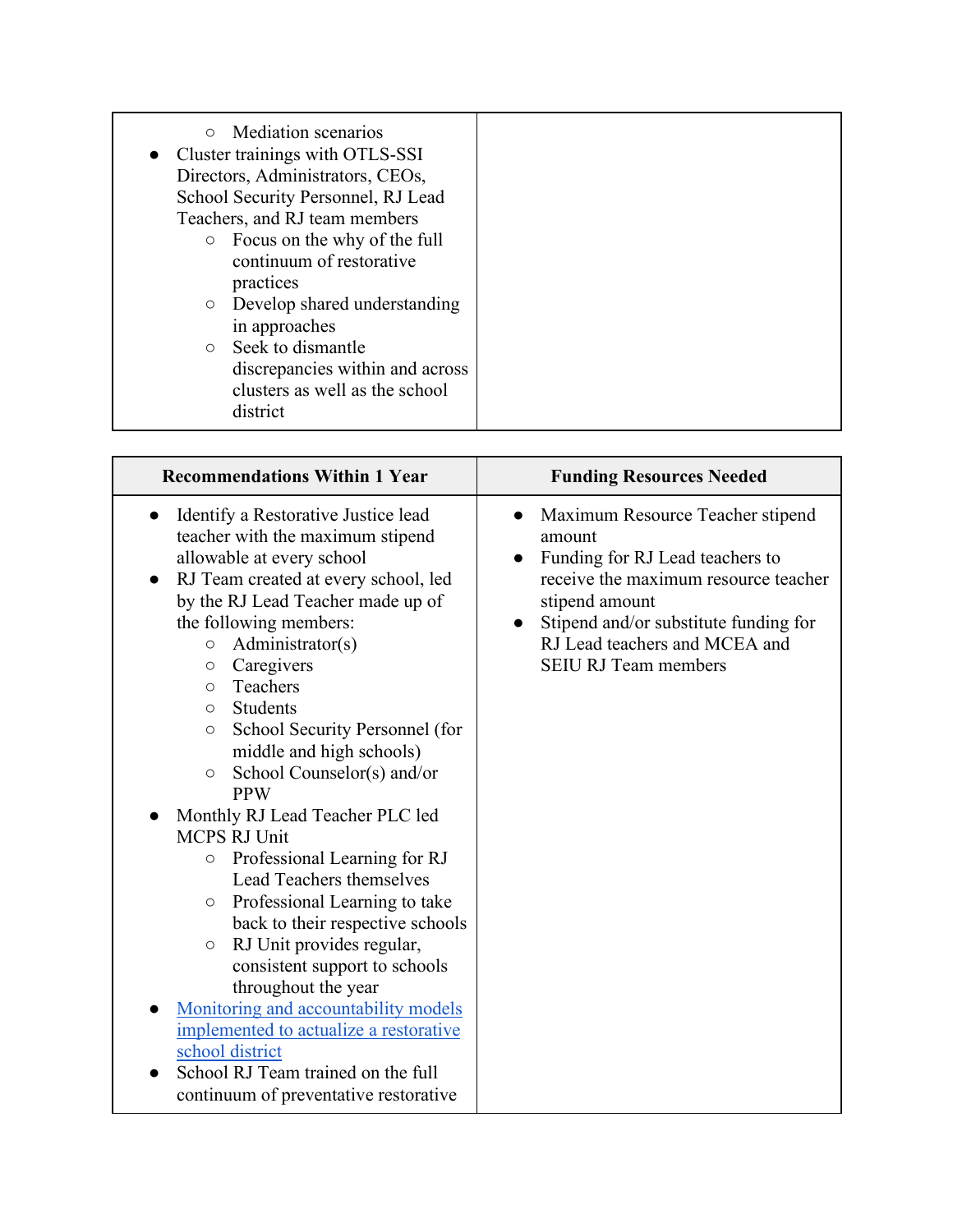| | |
|---|---|
| ◦ Mediation scenarios<br>• Cluster trainings with OTLS-SSI Directors, Administrators, CEOs, School Security Personnel, RJ Lead Teachers, and RJ team members<br>◦ Focus on the why of the full continuum of restorative practices<br>◦ Develop shared understanding in approaches<br>◦ Seek to dismantle discrepancies within and across clusters as well as the school district | |

| Recommendations Within 1 Year | Funding Resources Needed |
|---|---|
| • Identify a Restorative Justice lead teacher with the maximum stipend allowable at every school<br>• RJ Team created at every school, led by the RJ Lead Teacher made up of the following members:<br>◦ Administrator(s)<br>◦ Caregivers<br>◦ Teachers<br>◦ Students<br>◦ School Security Personnel (for middle and high schools)<br>◦ School Counselor(s) and/or PPW<br>• Monthly RJ Lead Teacher PLC led MCPS RJ Unit<br>◦ Professional Learning for RJ Lead Teachers themselves<br>◦ Professional Learning to take back to their respective schools<br>◦ RJ Unit provides regular, consistent support to schools throughout the year<br>• Monitoring and accountability models implemented to actualize a restorative school district<br>• School RJ Team trained on the full continuum of preventative restorative | • Maximum Resource Teacher stipend amount<br>• Funding for RJ Lead teachers to receive the maximum resource teacher stipend amount<br>• Stipend and/or substitute funding for RJ Lead teachers and MCEA and SEIU RJ Team members |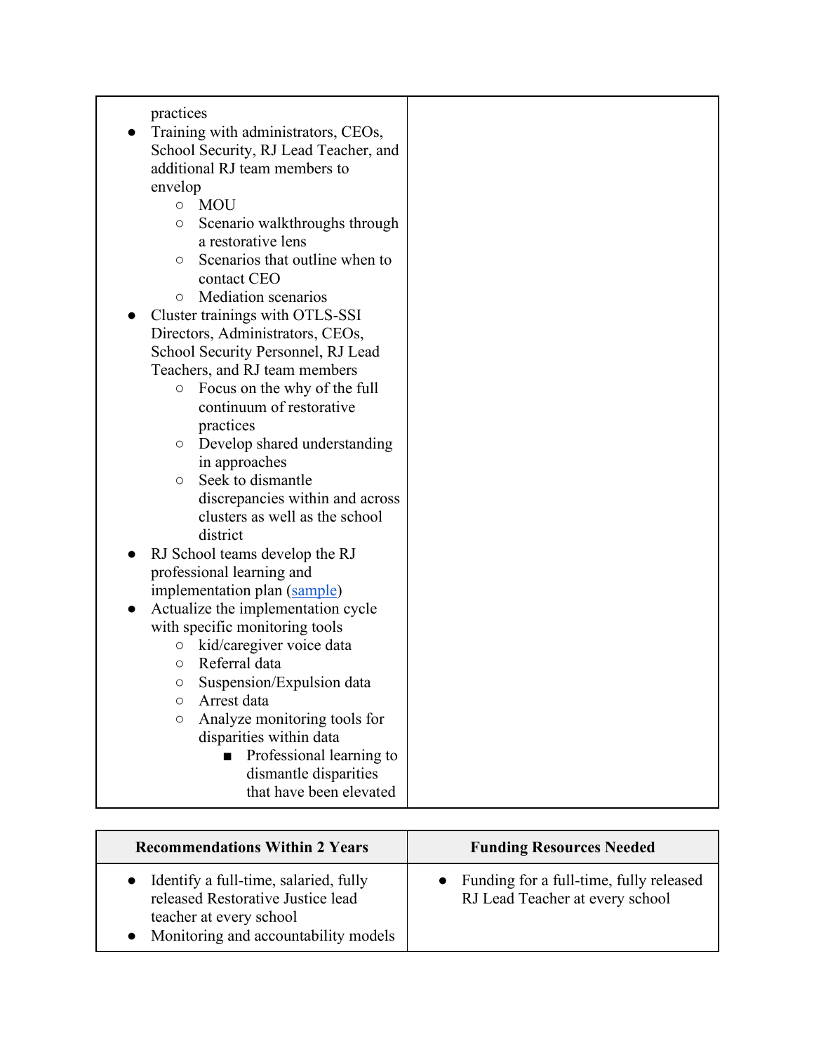| | |
|---|---|
| practices<br>• Training with administrators, CEOs, School Security, RJ Lead Teacher, and additional RJ team members to envelop<br>&nbsp;&nbsp;&nbsp;&nbsp;○ MOU<br>&nbsp;&nbsp;&nbsp;&nbsp;○ Scenario walkthroughs through a restorative lens<br>&nbsp;&nbsp;&nbsp;&nbsp;○ Scenarios that outline when to contact CEO<br>&nbsp;&nbsp;&nbsp;&nbsp;○ Mediation scenarios<br>• Cluster trainings with OTLS-SSI Directors, Administrators, CEOs, School Security Personnel, RJ Lead Teachers, and RJ team members<br>&nbsp;&nbsp;&nbsp;&nbsp;○ Focus on the why of the full continuum of restorative practices<br>&nbsp;&nbsp;&nbsp;&nbsp;○ Develop shared understanding in approaches<br>&nbsp;&nbsp;&nbsp;&nbsp;○ Seek to dismantle discrepancies within and across clusters as well as the school district<br>• RJ School teams develop the RJ professional learning and implementation plan (sample)<br>• Actualize the implementation cycle with specific monitoring tools<br>&nbsp;&nbsp;&nbsp;&nbsp;○ kid/caregiver voice data<br>&nbsp;&nbsp;&nbsp;&nbsp;○ Referral data<br>&nbsp;&nbsp;&nbsp;&nbsp;○ Suspension/Expulsion data<br>&nbsp;&nbsp;&nbsp;&nbsp;○ Arrest data<br>&nbsp;&nbsp;&nbsp;&nbsp;○ Analyze monitoring tools for disparities within data<br>&nbsp;&nbsp;&nbsp;&nbsp;&nbsp;&nbsp;&nbsp;&nbsp;■ Professional learning to dismantle disparities that have been elevated | |

| Recommendations Within 2 Years | Funding Resources Needed |
|---|---|
| • Identify a full-time, salaried, fully released Restorative Justice lead teacher at every school<br>• Monitoring and accountability models | • Funding for a full-time, fully released RJ Lead Teacher at every school |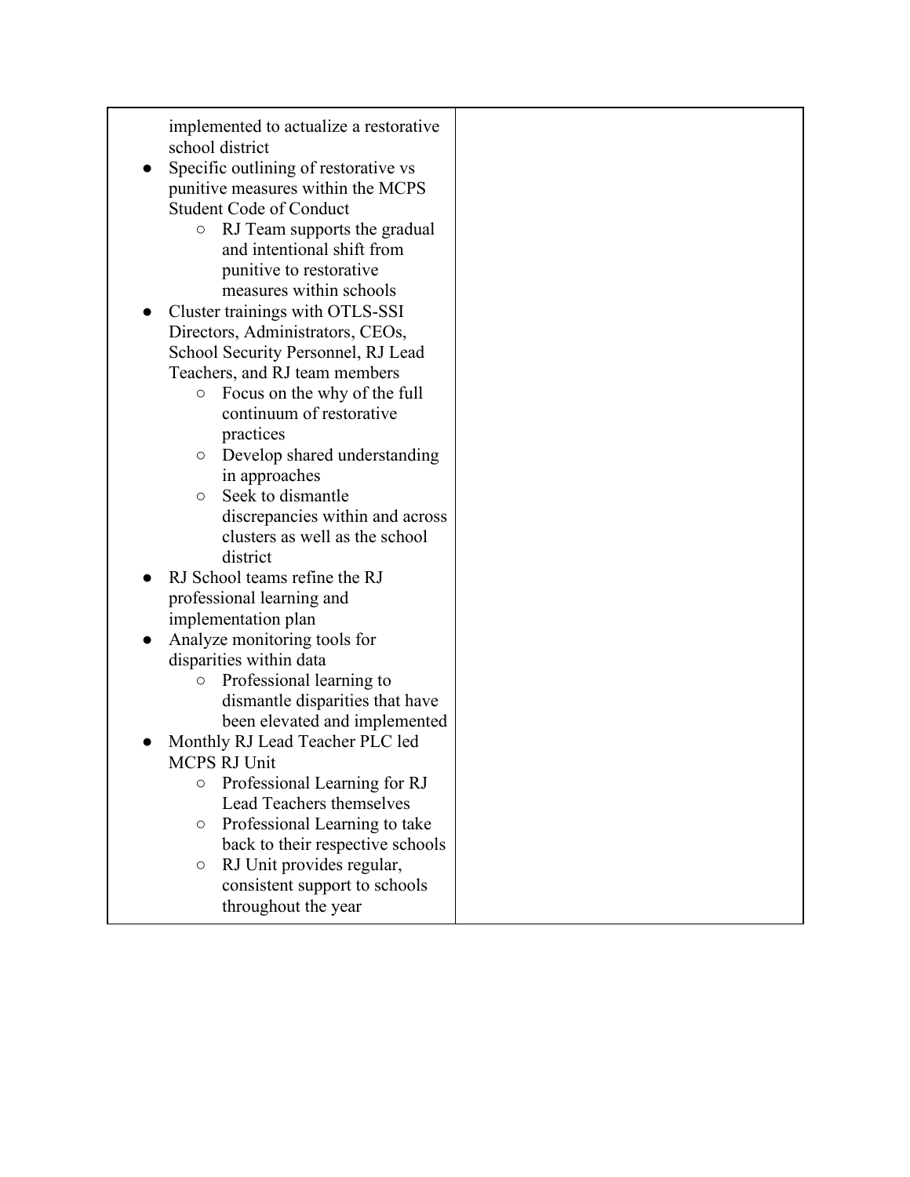| | |
|---|---|
| implemented to actualize a restorative school district<br>● Specific outlining of restorative vs punitive measures within the MCPS Student Code of Conduct<br>&nbsp;&nbsp;&nbsp;&nbsp;○ RJ Team supports the gradual and intentional shift from punitive to restorative measures within schools<br>● Cluster trainings with OTLS-SSI Directors, Administrators, CEOs, School Security Personnel, RJ Lead Teachers, and RJ team members<br>&nbsp;&nbsp;&nbsp;&nbsp;○ Focus on the why of the full continuum of restorative practices<br>&nbsp;&nbsp;&nbsp;&nbsp;○ Develop shared understanding in approaches<br>&nbsp;&nbsp;&nbsp;&nbsp;○ Seek to dismantle discrepancies within and across clusters as well as the school district<br>● RJ School teams refine the RJ professional learning and implementation plan<br>● Analyze monitoring tools for disparities within data<br>&nbsp;&nbsp;&nbsp;&nbsp;○ Professional learning to dismantle disparities that have been elevated and implemented<br>● Monthly RJ Lead Teacher PLC led MCPS RJ Unit<br>&nbsp;&nbsp;&nbsp;&nbsp;○ Professional Learning for RJ Lead Teachers themselves<br>&nbsp;&nbsp;&nbsp;&nbsp;○ Professional Learning to take back to their respective schools<br>&nbsp;&nbsp;&nbsp;&nbsp;○ RJ Unit provides regular, consistent support to schools throughout the year | |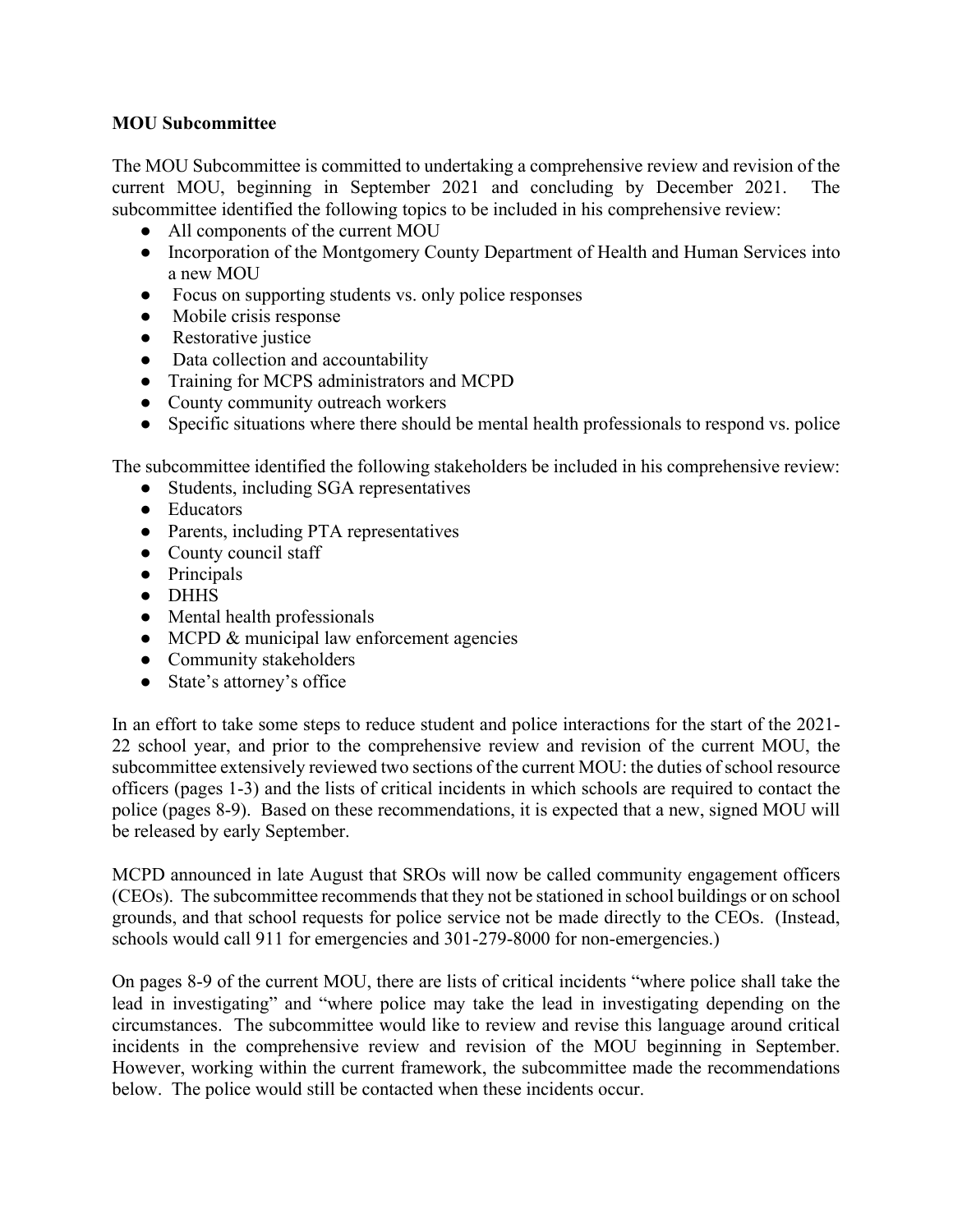**MOU Subcommittee**

The MOU Subcommittee is committed to undertaking a comprehensive review and revision of the current MOU, beginning in September 2021 and concluding by December 2021. The subcommittee identified the following topics to be included in his comprehensive review:

- All components of the current MOU
- Incorporation of the Montgomery County Department of Health and Human Services into a new MOU
- Focus on supporting students vs. only police responses
- Mobile crisis response
- Restorative justice
- Data collection and accountability
- Training for MCPS administrators and MCPD
- County community outreach workers
- Specific situations where there should be mental health professionals to respond vs. police

The subcommittee identified the following stakeholders be included in his comprehensive review:

- Students, including SGA representatives
- Educators
- Parents, including PTA representatives
- County council staff
- Principals
- DHHS
- Mental health professionals
- MCPD & municipal law enforcement agencies
- Community stakeholders
- State's attorney's office

In an effort to take some steps to reduce student and police interactions for the start of the 2021-22 school year, and prior to the comprehensive review and revision of the current MOU, the subcommittee extensively reviewed two sections of the current MOU: the duties of school resource officers (pages 1-3) and the lists of critical incidents in which schools are required to contact the police (pages 8-9). Based on these recommendations, it is expected that a new, signed MOU will be released by early September.

MCPD announced in late August that SROs will now be called community engagement officers (CEOs). The subcommittee recommends that they not be stationed in school buildings or on school grounds, and that school requests for police service not be made directly to the CEOs. (Instead, schools would call 911 for emergencies and 301-279-8000 for non-emergencies.)

On pages 8-9 of the current MOU, there are lists of critical incidents "where police shall take the lead in investigating" and "where police may take the lead in investigating depending on the circumstances. The subcommittee would like to review and revise this language around critical incidents in the comprehensive review and revision of the MOU beginning in September. However, working within the current framework, the subcommittee made the recommendations below. The police would still be contacted when these incidents occur.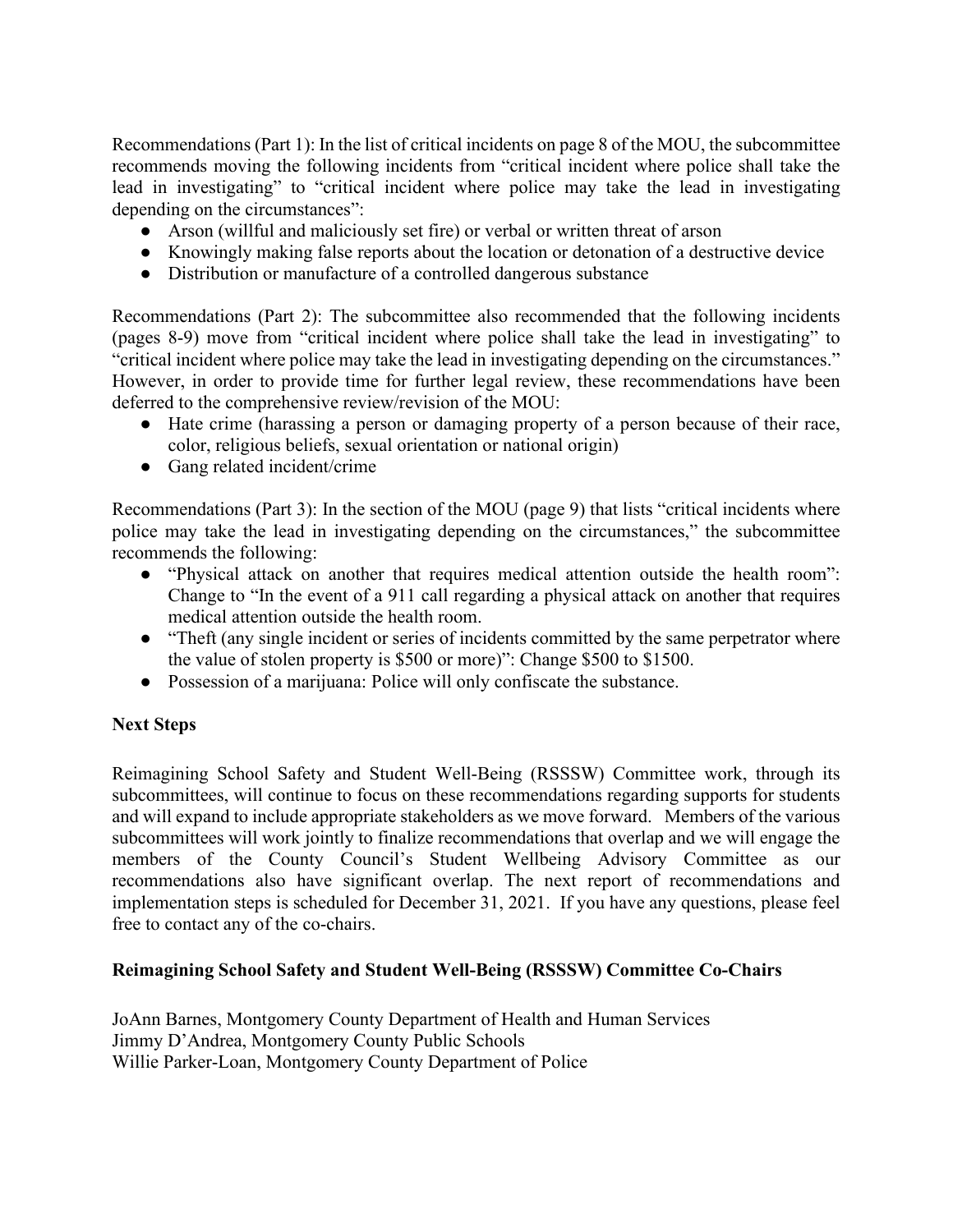Recommendations (Part 1): In the list of critical incidents on page 8 of the MOU, the subcommittee recommends moving the following incidents from "critical incident where police shall take the lead in investigating" to "critical incident where police may take the lead in investigating depending on the circumstances":

- Arson (willful and maliciously set fire) or verbal or written threat of arson
- Knowingly making false reports about the location or detonation of a destructive device
- Distribution or manufacture of a controlled dangerous substance

Recommendations (Part 2): The subcommittee also recommended that the following incidents (pages 8-9) move from "critical incident where police shall take the lead in investigating" to "critical incident where police may take the lead in investigating depending on the circumstances." However, in order to provide time for further legal review, these recommendations have been deferred to the comprehensive review/revision of the MOU:

- Hate crime (harassing a person or damaging property of a person because of their race, color, religious beliefs, sexual orientation or national origin)
- Gang related incident/crime

Recommendations (Part 3): In the section of the MOU (page 9) that lists "critical incidents where police may take the lead in investigating depending on the circumstances," the subcommittee recommends the following:

- "Physical attack on another that requires medical attention outside the health room": Change to "In the event of a 911 call regarding a physical attack on another that requires medical attention outside the health room.
- "Theft (any single incident or series of incidents committed by the same perpetrator where the value of stolen property is $500 or more)": Change $500 to $1500.
- Possession of a marijuana: Police will only confiscate the substance.

**Next Steps**

Reimagining School Safety and Student Well-Being (RSSSW) Committee work, through its subcommittees, will continue to focus on these recommendations regarding supports for students and will expand to include appropriate stakeholders as we move forward. Members of the various subcommittees will work jointly to finalize recommendations that overlap and we will engage the members of the County Council's Student Wellbeing Advisory Committee as our recommendations also have significant overlap. The next report of recommendations and implementation steps is scheduled for December 31, 2021. If you have any questions, please feel free to contact any of the co-chairs.

**Reimagining School Safety and Student Well-Being (RSSSW) Committee Co-Chairs**

JoAnn Barnes, Montgomery County Department of Health and Human Services
Jimmy D'Andrea, Montgomery County Public Schools
Willie Parker-Loan, Montgomery County Department of Police